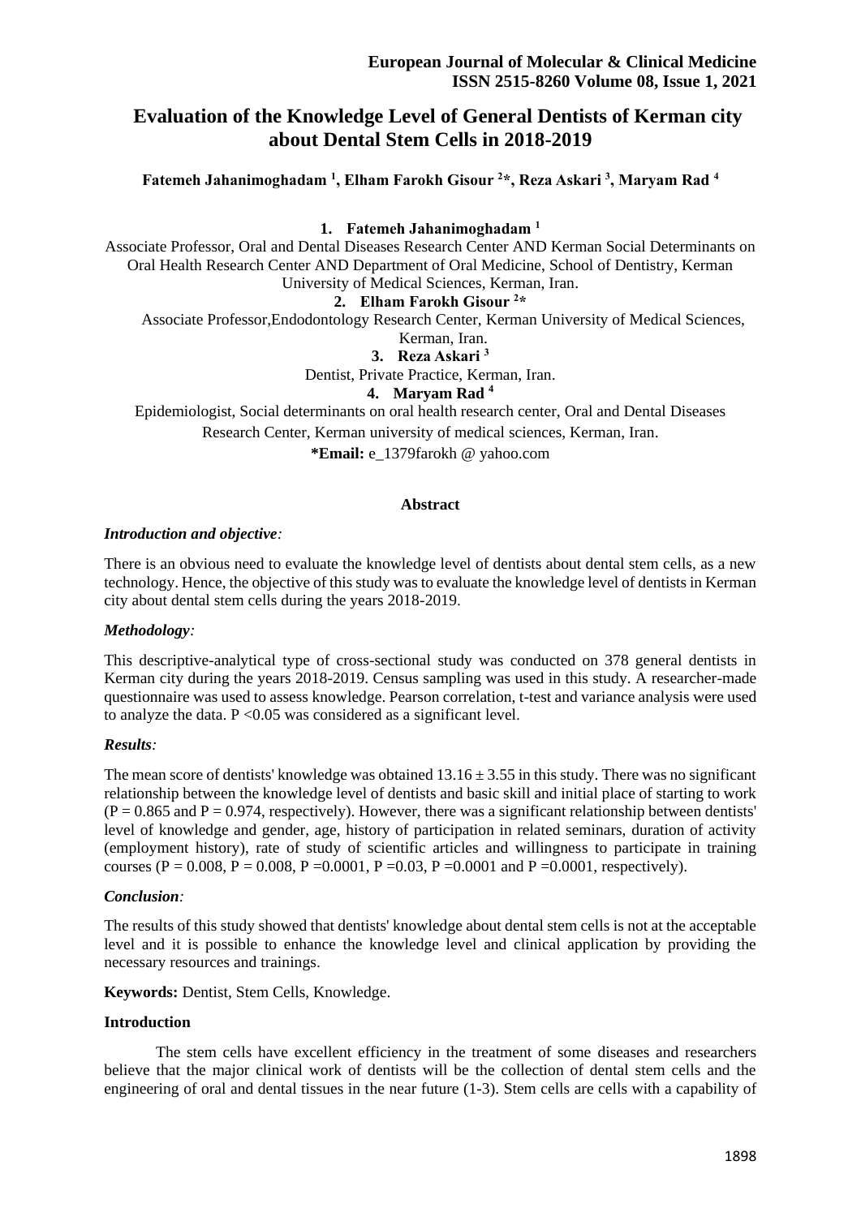# Evaluation of the Knowledge Level of General Dentists of Kerman city about Dental Stem Cells in 2018-2019

**Fatemeh Jahanimoghadam [1], Elham Farokh Gisour [2]*, Reza Askari [3], Maryam Rad [4]**

1. **Fatemeh Jahanimoghadam [1]**

Associate Professor, Oral and Dental Diseases Research Center AND Kerman Social Determinants on Oral Health Research Center AND Department of Oral Medicine, School of Dentistry, Kerman University of Medical Sciences, Kerman, Iran.

2. **Elham Farokh Gisour [2]***

Associate Professor,Endodontology Research Center, Kerman University of Medical Sciences, Kerman, Iran.

3. **Reza Askari [3]**

Dentist, Private Practice, Kerman, Iran.

4. **Maryam Rad [4]**

Epidemiologist, Social determinants on oral health research center, Oral and Dental Diseases Research Center, Kerman university of medical sciences, Kerman, Iran.

***Email:** e_1379farokh @ yahoo.com

## Abstract

### *Introduction and objective:*

There is an obvious need to evaluate the knowledge level of dentists about dental stem cells, as a new technology. Hence, the objective of this study was to evaluate the knowledge level of dentists in Kerman city about dental stem cells during the years 2018-2019.

### *Methodology:*

This descriptive-analytical type of cross-sectional study was conducted on 378 general dentists in Kerman city during the years 2018-2019. Census sampling was used in this study. A researcher-made questionnaire was used to assess knowledge. Pearson correlation, t-test and variance analysis were used to analyze the data. $P < 0.05$ was considered as a significant level.

### *Results:*

The mean score of dentists' knowledge was obtained $13.16 \pm 3.55$ in this study. There was no significant relationship between the knowledge level of dentists and basic skill and initial place of starting to work ($P = 0.865$ and $P = 0.974$, respectively). However, there was a significant relationship between dentists' level of knowledge and gender, age, history of participation in related seminars, duration of activity (employment history), rate of study of scientific articles and willingness to participate in training courses ($P = 0.008$, $P = 0.008$, $P = 0.0001$, $P = 0.03$, $P = 0.0001$ and $P = 0.0001$, respectively).

### *Conclusion:*

The results of this study showed that dentists' knowledge about dental stem cells is not at the acceptable level and it is possible to enhance the knowledge level and clinical application by providing the necessary resources and trainings.

**Keywords:** Dentist, Stem Cells, Knowledge.

## Introduction

The stem cells have excellent efficiency in the treatment of some diseases and researchers believe that the major clinical work of dentists will be the collection of dental stem cells and the engineering of oral and dental tissues in the near future (1-3). Stem cells are cells with a capability of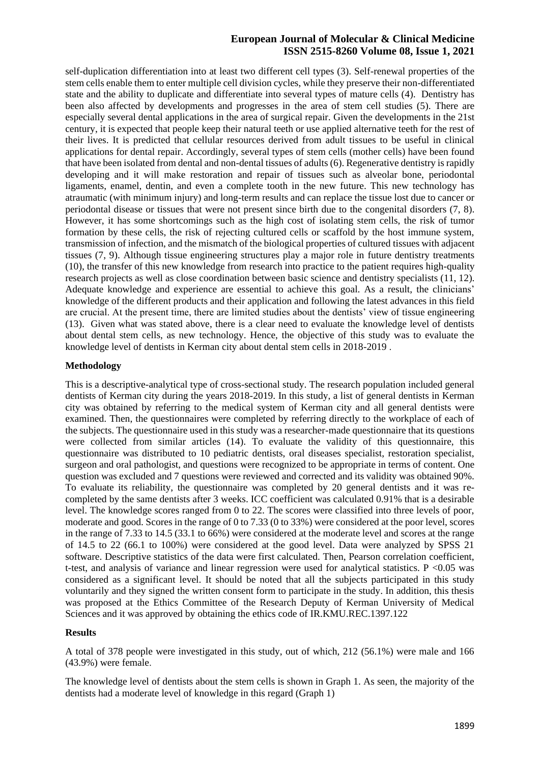self-duplication differentiation into at least two different cell types (3). Self-renewal properties of the stem cells enable them to enter multiple cell division cycles, while they preserve their non-differentiated state and the ability to duplicate and differentiate into several types of mature cells (4). Dentistry has been also affected by developments and progresses in the area of stem cell studies (5). There are especially several dental applications in the area of surgical repair. Given the developments in the 21st century, it is expected that people keep their natural teeth or use applied alternative teeth for the rest of their lives. It is predicted that cellular resources derived from adult tissues to be useful in clinical applications for dental repair. Accordingly, several types of stem cells (mother cells) have been found that have been isolated from dental and non-dental tissues of adults (6). Regenerative dentistry is rapidly developing and it will make restoration and repair of tissues such as alveolar bone, periodontal ligaments, enamel, dentin, and even a complete tooth in the new future. This new technology has atraumatic (with minimum injury) and long-term results and can replace the tissue lost due to cancer or periodontal disease or tissues that were not present since birth due to the congenital disorders (7, 8). However, it has some shortcomings such as the high cost of isolating stem cells, the risk of tumor formation by these cells, the risk of rejecting cultured cells or scaffold by the host immune system, transmission of infection, and the mismatch of the biological properties of cultured tissues with adjacent tissues (7, 9). Although tissue engineering structures play a major role in future dentistry treatments (10), the transfer of this new knowledge from research into practice to the patient requires high-quality research projects as well as close coordination between basic science and dentistry specialists (11, 12). Adequate knowledge and experience are essential to achieve this goal. As a result, the clinicians' knowledge of the different products and their application and following the latest advances in this field are crucial. At the present time, there are limited studies about the dentists' view of tissue engineering (13). Given what was stated above, there is a clear need to evaluate the knowledge level of dentists about dental stem cells, as new technology. Hence, the objective of this study was to evaluate the knowledge level of dentists in Kerman city about dental stem cells in 2018-2019 .

## Methodology

This is a descriptive-analytical type of cross-sectional study. The research population included general dentists of Kerman city during the years 2018-2019. In this study, a list of general dentists in Kerman city was obtained by referring to the medical system of Kerman city and all general dentists were examined. Then, the questionnaires were completed by referring directly to the workplace of each of the subjects. The questionnaire used in this study was a researcher-made questionnaire that its questions were collected from similar articles (14). To evaluate the validity of this questionnaire, this questionnaire was distributed to 10 pediatric dentists, oral diseases specialist, restoration specialist, surgeon and oral pathologist, and questions were recognized to be appropriate in terms of content. One question was excluded and 7 questions were reviewed and corrected and its validity was obtained 90%. To evaluate its reliability, the questionnaire was completed by 20 general dentists and it was re-completed by the same dentists after 3 weeks. ICC coefficient was calculated 0.91% that is a desirable level. The knowledge scores ranged from 0 to 22. The scores were classified into three levels of poor, moderate and good. Scores in the range of 0 to 7.33 (0 to 33%) were considered at the poor level, scores in the range of 7.33 to 14.5 (33.1 to 66%) were considered at the moderate level and scores at the range of 14.5 to 22 (66.1 to 100%) were considered at the good level. Data were analyzed by SPSS 21 software. Descriptive statistics of the data were first calculated. Then, Pearson correlation coefficient, t-test, and analysis of variance and linear regression were used for analytical statistics. $P < 0.05$ was considered as a significant level. It should be noted that all the subjects participated in this study voluntarily and they signed the written consent form to participate in the study. In addition, this thesis was proposed at the Ethics Committee of the Research Deputy of Kerman University of Medical Sciences and it was approved by obtaining the ethics code of IR.KMU.REC.1397.122

## Results

A total of 378 people were investigated in this study, out of which, 212 (56.1%) were male and 166 (43.9%) were female.

The knowledge level of dentists about the stem cells is shown in Graph 1. As seen, the majority of the dentists had a moderate level of knowledge in this regard (Graph 1)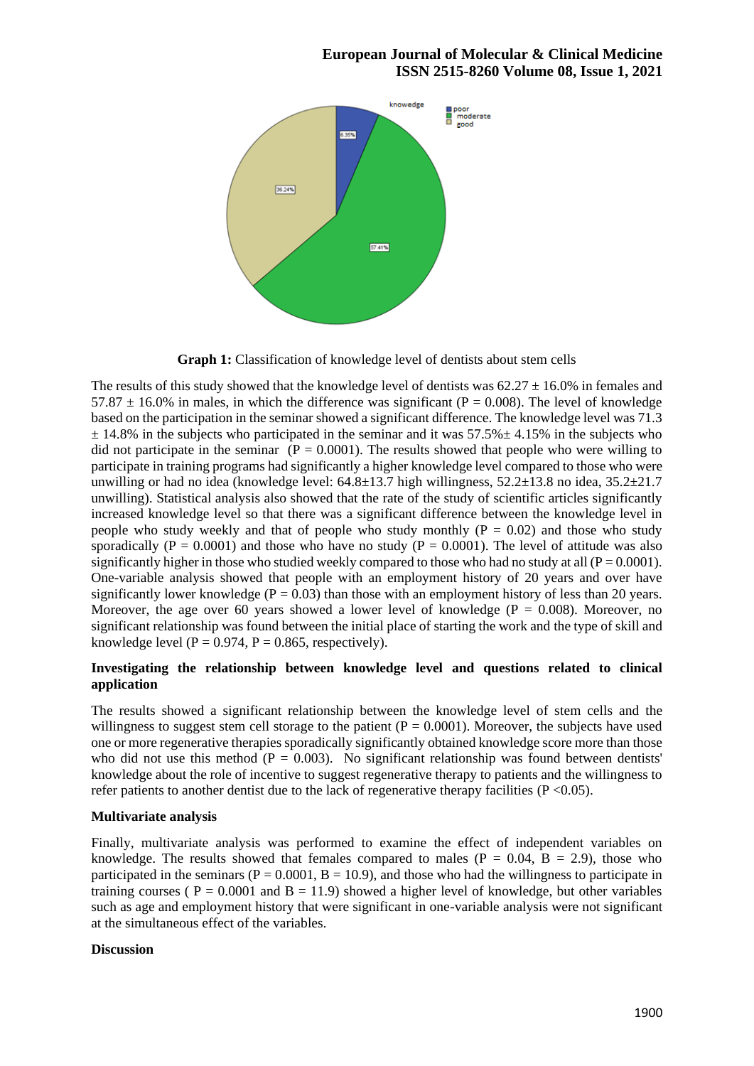**Graph 1:** Classification of knowledge level of dentists about stem cells

The results of this study showed that the knowledge level of dentists was 62.27 ± 16.0% in females and 57.87 ± 16.0% in males, in which the difference was significant (P = 0.008). The level of knowledge based on the participation in the seminar showed a significant difference. The knowledge level was 71.3 ± 14.8% in the subjects who participated in the seminar and it was 57.5%± 4.15% in the subjects who did not participate in the seminar (P = 0.0001). The results showed that people who were willing to participate in training programs had significantly a higher knowledge level compared to those who were unwilling or had no idea (knowledge level: 64.8±13.7 high willingness, 52.2±13.8 no idea, 35.2±21.7 unwilling). Statistical analysis also showed that the rate of the study of scientific articles significantly increased knowledge level so that there was a significant difference between the knowledge level in people who study weekly and that of people who study monthly (P = 0.02) and those who study sporadically (P = 0.0001) and those who have no study (P = 0.0001). The level of attitude was also significantly higher in those who studied weekly compared to those who had no study at all (P = 0.0001). One-variable analysis showed that people with an employment history of 20 years and over have significantly lower knowledge (P = 0.03) than those with an employment history of less than 20 years. Moreover, the age over 60 years showed a lower level of knowledge (P = 0.008). Moreover, no significant relationship was found between the initial place of starting the work and the type of skill and knowledge level (P = 0.974, P = 0.865, respectively).

**Investigating the relationship between knowledge level and questions related to clinical application**

The results showed a significant relationship between the knowledge level of stem cells and the willingness to suggest stem cell storage to the patient (P = 0.0001). Moreover, the subjects have used one or more regenerative therapies sporadically significantly obtained knowledge score more than those who did not use this method (P = 0.003). No significant relationship was found between dentists' knowledge about the role of incentive to suggest regenerative therapy to patients and the willingness to refer patients to another dentist due to the lack of regenerative therapy facilities (P <0.05).

**Multivariate analysis**

Finally, multivariate analysis was performed to examine the effect of independent variables on knowledge. The results showed that females compared to males (P = 0.04, B = 2.9), those who participated in the seminars (P = 0.0001, B = 10.9), and those who had the willingness to participate in training courses ( P = 0.0001 and B = 11.9) showed a higher level of knowledge, but other variables such as age and employment history that were significant in one-variable analysis were not significant at the simultaneous effect of the variables.

**Discussion**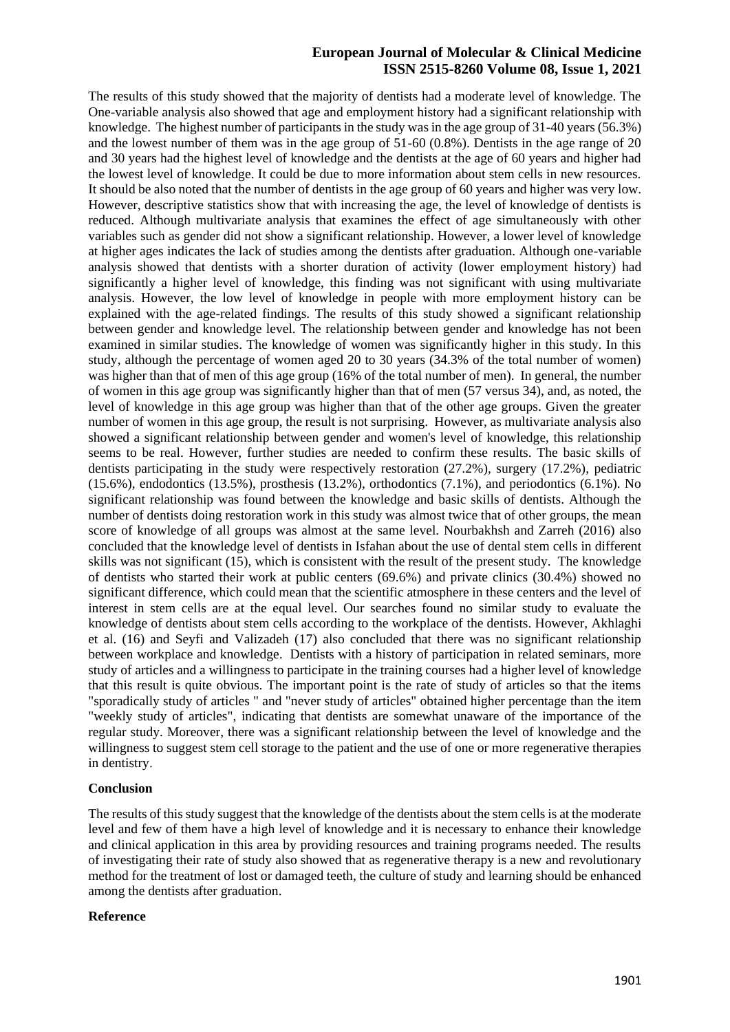The results of this study showed that the majority of dentists had a moderate level of knowledge. The One-variable analysis also showed that age and employment history had a significant relationship with knowledge. The highest number of participants in the study was in the age group of 31-40 years (56.3%) and the lowest number of them was in the age group of 51-60 (0.8%). Dentists in the age range of 20 and 30 years had the highest level of knowledge and the dentists at the age of 60 years and higher had the lowest level of knowledge. It could be due to more information about stem cells in new resources. It should be also noted that the number of dentists in the age group of 60 years and higher was very low. However, descriptive statistics show that with increasing the age, the level of knowledge of dentists is reduced. Although multivariate analysis that examines the effect of age simultaneously with other variables such as gender did not show a significant relationship. However, a lower level of knowledge at higher ages indicates the lack of studies among the dentists after graduation. Although one-variable analysis showed that dentists with a shorter duration of activity (lower employment history) had significantly a higher level of knowledge, this finding was not significant with using multivariate analysis. However, the low level of knowledge in people with more employment history can be explained with the age-related findings. The results of this study showed a significant relationship between gender and knowledge level. The relationship between gender and knowledge has not been examined in similar studies. The knowledge of women was significantly higher in this study. In this study, although the percentage of women aged 20 to 30 years (34.3% of the total number of women) was higher than that of men of this age group (16% of the total number of men). In general, the number of women in this age group was significantly higher than that of men (57 versus 34), and, as noted, the level of knowledge in this age group was higher than that of the other age groups. Given the greater number of women in this age group, the result is not surprising. However, as multivariate analysis also showed a significant relationship between gender and women's level of knowledge, this relationship seems to be real. However, further studies are needed to confirm these results. The basic skills of dentists participating in the study were respectively restoration (27.2%), surgery (17.2%), pediatric (15.6%), endodontics (13.5%), prosthesis (13.2%), orthodontics (7.1%), and periodontics (6.1%). No significant relationship was found between the knowledge and basic skills of dentists. Although the number of dentists doing restoration work in this study was almost twice that of other groups, the mean score of knowledge of all groups was almost at the same level. Nourbakhsh and Zarreh (2016) also concluded that the knowledge level of dentists in Isfahan about the use of dental stem cells in different skills was not significant (15), which is consistent with the result of the present study. The knowledge of dentists who started their work at public centers (69.6%) and private clinics (30.4%) showed no significant difference, which could mean that the scientific atmosphere in these centers and the level of interest in stem cells are at the equal level. Our searches found no similar study to evaluate the knowledge of dentists about stem cells according to the workplace of the dentists. However, Akhlaghi et al. (16) and Seyfi and Valizadeh (17) also concluded that there was no significant relationship between workplace and knowledge. Dentists with a history of participation in related seminars, more study of articles and a willingness to participate in the training courses had a higher level of knowledge that this result is quite obvious. The important point is the rate of study of articles so that the items "sporadically study of articles " and "never study of articles" obtained higher percentage than the item "weekly study of articles", indicating that dentists are somewhat unaware of the importance of the regular study. Moreover, there was a significant relationship between the level of knowledge and the willingness to suggest stem cell storage to the patient and the use of one or more regenerative therapies in dentistry.

## Conclusion

The results of this study suggest that the knowledge of the dentists about the stem cells is at the moderate level and few of them have a high level of knowledge and it is necessary to enhance their knowledge and clinical application in this area by providing resources and training programs needed. The results of investigating their rate of study also showed that as regenerative therapy is a new and revolutionary method for the treatment of lost or damaged teeth, the culture of study and learning should be enhanced among the dentists after graduation.

## Reference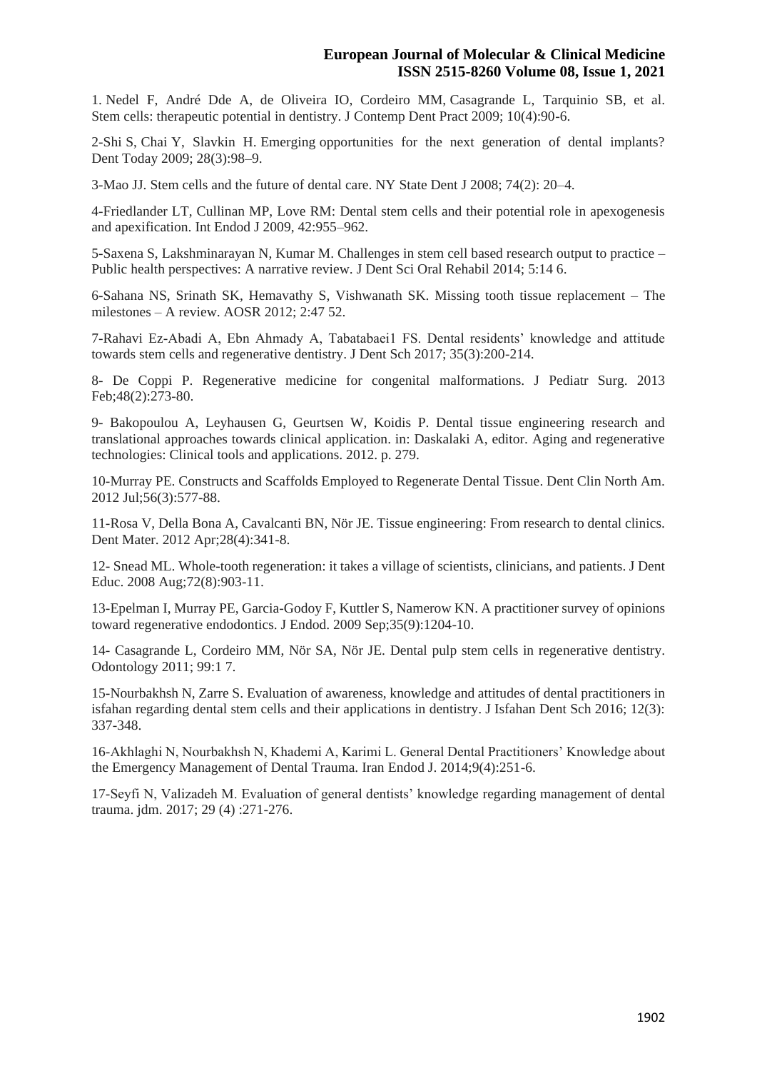1. Nedel F, André Dde A, de Oliveira IO, Cordeiro MM, Casagrande L, Tarquinio SB, et al. Stem cells: therapeutic potential in dentistry. J Contemp Dent Pract 2009; 10(4):90-6.

2-Shi S, Chai Y, Slavkin H. Emerging opportunities for the next generation of dental implants? Dent Today 2009; 28(3):98–9.

3-Mao JJ. Stem cells and the future of dental care. NY State Dent J 2008; 74(2): 20–4.

4-Friedlander LT, Cullinan MP, Love RM: Dental stem cells and their potential role in apexogenesis and apexification. Int Endod J 2009, 42:955–962.

5-Saxena S, Lakshminarayan N, Kumar M. Challenges in stem cell based research output to practice – Public health perspectives: A narrative review. J Dent Sci Oral Rehabil 2014; 5:14 6.

6-Sahana NS, Srinath SK, Hemavathy S, Vishwanath SK. Missing tooth tissue replacement – The milestones – A review. AOSR 2012; 2:47 52.

7-Rahavi Ez-Abadi A, Ebn Ahmady A, Tabatabaei1 FS. Dental residents' knowledge and attitude towards stem cells and regenerative dentistry. J Dent Sch 2017; 35(3):200-214.

8- De Coppi P. Regenerative medicine for congenital malformations. J Pediatr Surg. 2013 Feb;48(2):273-80.

9- Bakopoulou A, Leyhausen G, Geurtsen W, Koidis P. Dental tissue engineering research and translational approaches towards clinical application. in: Daskalaki A, editor. Aging and regenerative technologies: Clinical tools and applications. 2012. p. 279.

10-Murray PE. Constructs and Scaffolds Employed to Regenerate Dental Tissue. Dent Clin North Am. 2012 Jul;56(3):577-88.

11-Rosa V, Della Bona A, Cavalcanti BN, Nör JE. Tissue engineering: From research to dental clinics. Dent Mater. 2012 Apr;28(4):341-8.

12- Snead ML. Whole-tooth regeneration: it takes a village of scientists, clinicians, and patients. J Dent Educ. 2008 Aug;72(8):903-11.

13-Epelman I, Murray PE, Garcia-Godoy F, Kuttler S, Namerow KN. A practitioner survey of opinions toward regenerative endodontics. J Endod. 2009 Sep;35(9):1204-10.

14- Casagrande L, Cordeiro MM, Nör SA, Nör JE. Dental pulp stem cells in regenerative dentistry. Odontology 2011; 99:1 7.

15-Nourbakhsh N, Zarre S. Evaluation of awareness, knowledge and attitudes of dental practitioners in isfahan regarding dental stem cells and their applications in dentistry. J Isfahan Dent Sch 2016; 12(3): 337-348.

16-Akhlaghi N, Nourbakhsh N, Khademi A, Karimi L. General Dental Practitioners' Knowledge about the Emergency Management of Dental Trauma. Iran Endod J. 2014;9(4):251-6.

17-Seyfi N, Valizadeh M. Evaluation of general dentists' knowledge regarding management of dental trauma. jdm. 2017; 29 (4) :271-276.